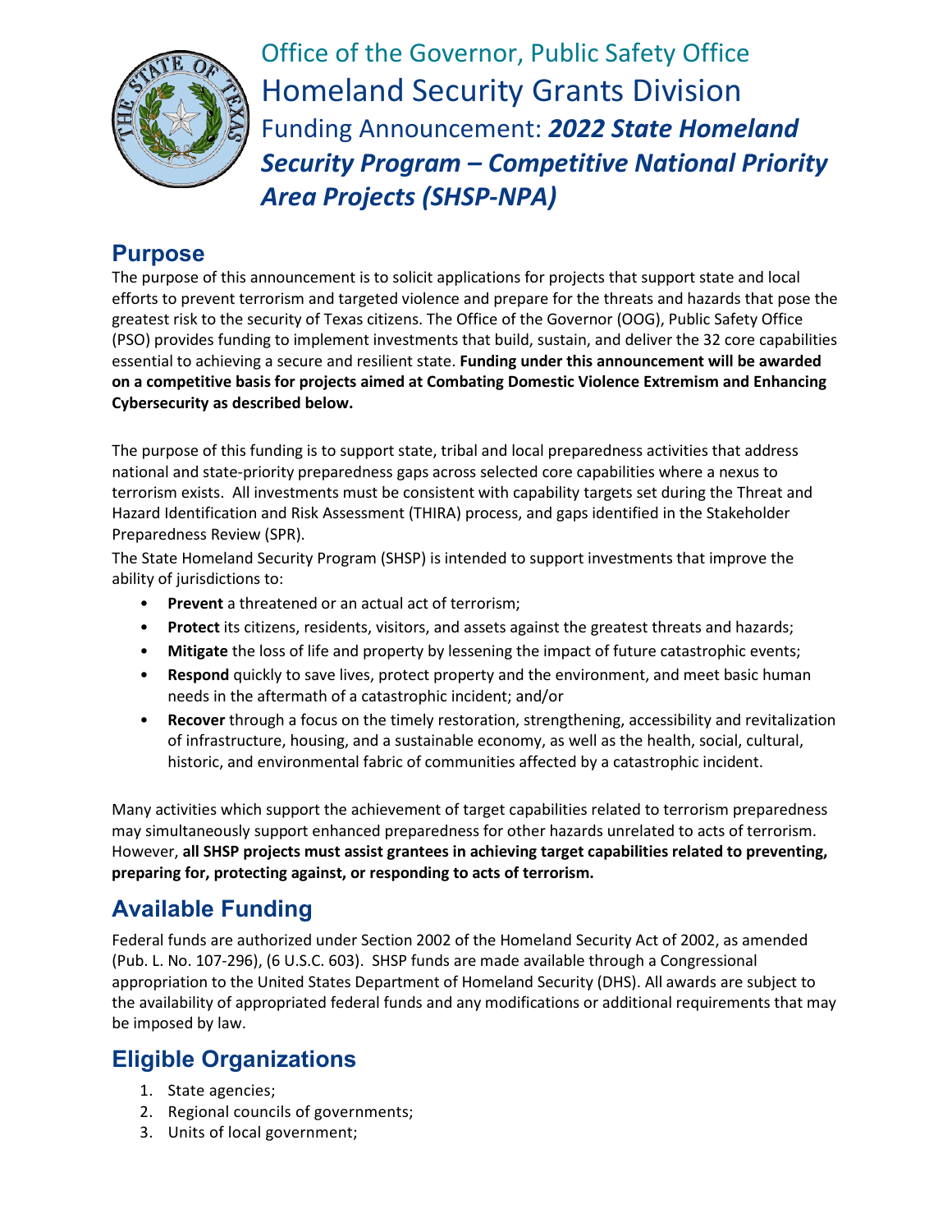Office of the Governor, Public Safety Office

# Homeland Security Grants Division

Funding Announcement: ***2022 State Homeland Security Program – Competitive National Priority Area Projects (SHSP-NPA)***

## Purpose

The purpose of this announcement is to solicit applications for projects that support state and local efforts to prevent terrorism and targeted violence and prepare for the threats and hazards that pose the greatest risk to the security of Texas citizens. The Office of the Governor (OOG), Public Safety Office (PSO) provides funding to implement investments that build, sustain, and deliver the 32 core capabilities essential to achieving a secure and resilient state. **Funding under this announcement will be awarded on a competitive basis for projects aimed at Combating Domestic Violence Extremism and Enhancing Cybersecurity as described below.**

The purpose of this funding is to support state, tribal and local preparedness activities that address national and state-priority preparedness gaps across selected core capabilities where a nexus to terrorism exists. All investments must be consistent with capability targets set during the Threat and Hazard Identification and Risk Assessment (THIRA) process, and gaps identified in the Stakeholder Preparedness Review (SPR).

The State Homeland Security Program (SHSP) is intended to support investments that improve the ability of jurisdictions to:

- **Prevent** a threatened or an actual act of terrorism;
- **Protect** its citizens, residents, visitors, and assets against the greatest threats and hazards;
- **Mitigate** the loss of life and property by lessening the impact of future catastrophic events;
- **Respond** quickly to save lives, protect property and the environment, and meet basic human needs in the aftermath of a catastrophic incident; and/or
- **Recover** through a focus on the timely restoration, strengthening, accessibility and revitalization of infrastructure, housing, and a sustainable economy, as well as the health, social, cultural, historic, and environmental fabric of communities affected by a catastrophic incident.

Many activities which support the achievement of target capabilities related to terrorism preparedness may simultaneously support enhanced preparedness for other hazards unrelated to acts of terrorism. However, **all SHSP projects must assist grantees in achieving target capabilities related to preventing, preparing for, protecting against, or responding to acts of terrorism.**

## Available Funding

Federal funds are authorized under Section 2002 of the Homeland Security Act of 2002, as amended (Pub. L. No. 107-296), (6 U.S.C. 603). SHSP funds are made available through a Congressional appropriation to the United States Department of Homeland Security (DHS). All awards are subject to the availability of appropriated federal funds and any modifications or additional requirements that may be imposed by law.

## Eligible Organizations

1. State agencies;
2. Regional councils of governments;
3. Units of local government;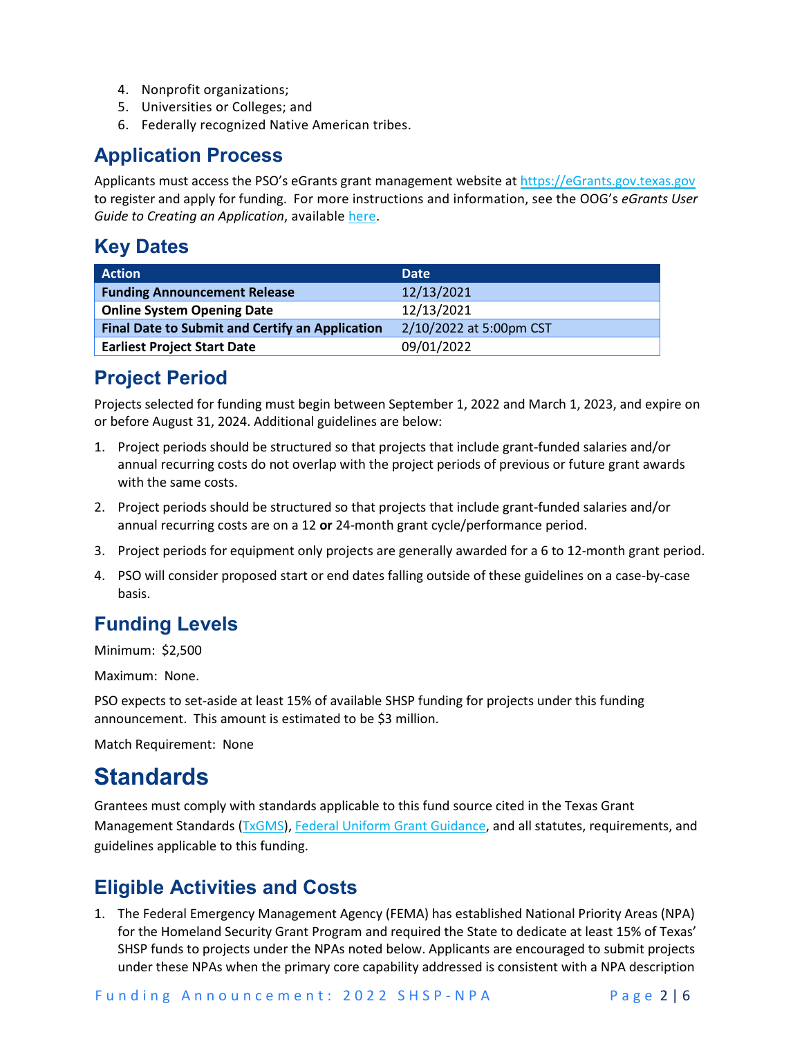4. Nonprofit organizations;
5. Universities or Colleges; and
6. Federally recognized Native American tribes.

## Application Process

Applicants must access the PSO's eGrants grant management website at https://eGrants.gov.texas.gov to register and apply for funding. For more instructions and information, see the OOG's *eGrants User Guide to Creating an Application*, available here.

## Key Dates

| Action | Date |
|---|---|
| **Funding Announcement Release** | 12/13/2021 |
| **Online System Opening Date** | 12/13/2021 |
| **Final Date to Submit and Certify an Application** | 2/10/2022 at 5:00pm CST |
| **Earliest Project Start Date** | 09/01/2022 |

## Project Period

Projects selected for funding must begin between September 1, 2022 and March 1, 2023, and expire on or before August 31, 2024. Additional guidelines are below:

1. Project periods should be structured so that projects that include grant-funded salaries and/or annual recurring costs do not overlap with the project periods of previous or future grant awards with the same costs.
2. Project periods should be structured so that projects that include grant-funded salaries and/or annual recurring costs are on a 12 **or** 24-month grant cycle/performance period.
3. Project periods for equipment only projects are generally awarded for a 6 to 12-month grant period.
4. PSO will consider proposed start or end dates falling outside of these guidelines on a case-by-case basis.

## Funding Levels

Minimum: $2,500

Maximum: None.

PSO expects to set-aside at least 15% of available SHSP funding for projects under this funding announcement. This amount is estimated to be $3 million.

Match Requirement: None

# Standards

Grantees must comply with standards applicable to this fund source cited in the Texas Grant Management Standards (TxGMS), Federal Uniform Grant Guidance, and all statutes, requirements, and guidelines applicable to this funding.

## Eligible Activities and Costs

1. The Federal Emergency Management Agency (FEMA) has established National Priority Areas (NPA) for the Homeland Security Grant Program and required the State to dedicate at least 15% of Texas' SHSP funds to projects under the NPAs noted below. Applicants are encouraged to submit projects under these NPAs when the primary core capability addressed is consistent with a NPA description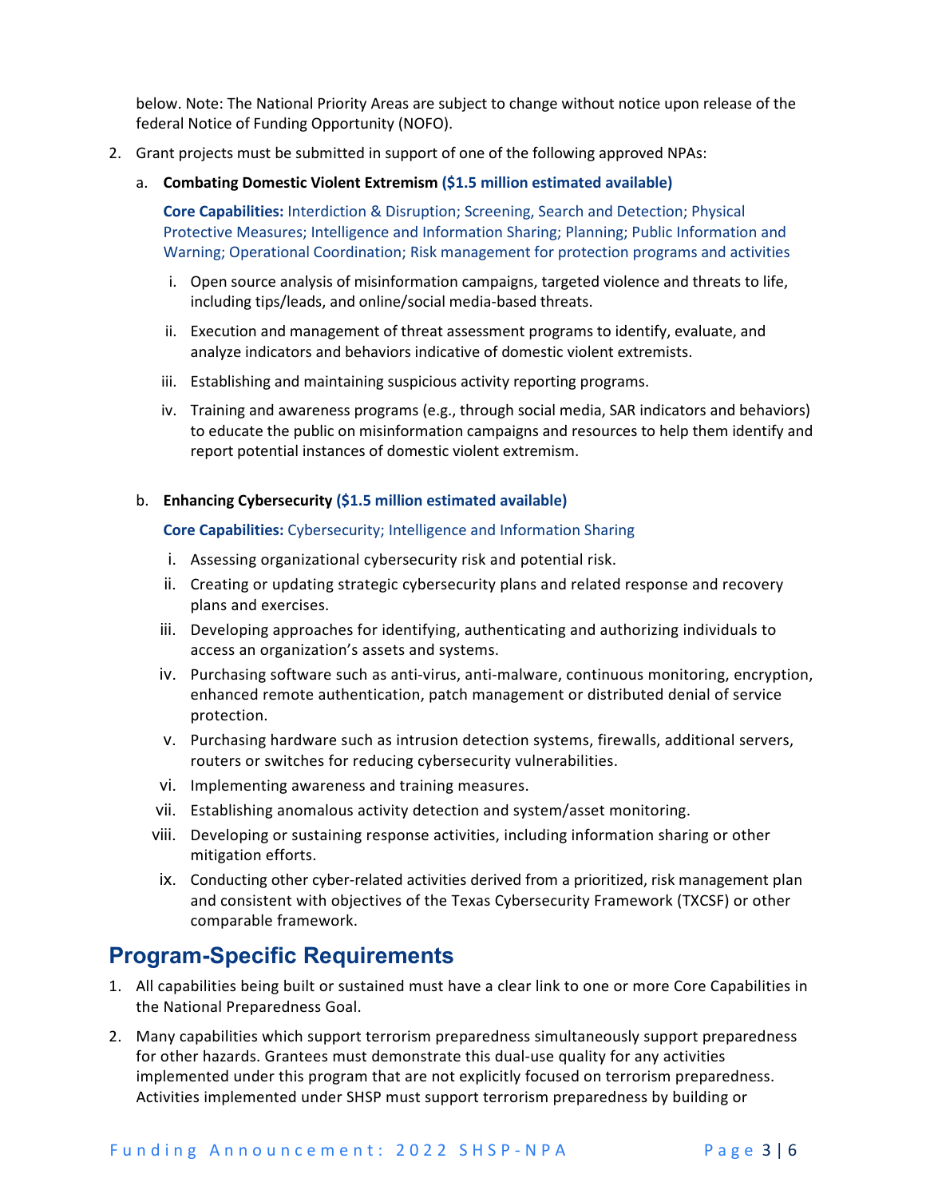below. Note: The National Priority Areas are subject to change without notice upon release of the federal Notice of Funding Opportunity (NOFO).

2. Grant projects must be submitted in support of one of the following approved NPAs:

   a. **Combating Domestic Violent Extremism (\$1.5 million estimated available)**

      **Core Capabilities:** Interdiction & Disruption; Screening, Search and Detection; Physical Protective Measures; Intelligence and Information Sharing; Planning; Public Information and Warning; Operational Coordination; Risk management for protection programs and activities

      i. Open source analysis of misinformation campaigns, targeted violence and threats to life, including tips/leads, and online/social media-based threats.

      ii. Execution and management of threat assessment programs to identify, evaluate, and analyze indicators and behaviors indicative of domestic violent extremists.

      iii. Establishing and maintaining suspicious activity reporting programs.

      iv. Training and awareness programs (e.g., through social media, SAR indicators and behaviors) to educate the public on misinformation campaigns and resources to help them identify and report potential instances of domestic violent extremism.

   b. **Enhancing Cybersecurity (\$1.5 million estimated available)**

      **Core Capabilities:** Cybersecurity; Intelligence and Information Sharing

      i. Assessing organizational cybersecurity risk and potential risk.

      ii. Creating or updating strategic cybersecurity plans and related response and recovery plans and exercises.

      iii. Developing approaches for identifying, authenticating and authorizing individuals to access an organization's assets and systems.

      iv. Purchasing software such as anti-virus, anti-malware, continuous monitoring, encryption, enhanced remote authentication, patch management or distributed denial of service protection.

      v. Purchasing hardware such as intrusion detection systems, firewalls, additional servers, routers or switches for reducing cybersecurity vulnerabilities.

      vi. Implementing awareness and training measures.

      vii. Establishing anomalous activity detection and system/asset monitoring.

      viii. Developing or sustaining response activities, including information sharing or other mitigation efforts.

      ix. Conducting other cyber-related activities derived from a prioritized, risk management plan and consistent with objectives of the Texas Cybersecurity Framework (TXCSF) or other comparable framework.

## Program-Specific Requirements

1. All capabilities being built or sustained must have a clear link to one or more Core Capabilities in the National Preparedness Goal.

2. Many capabilities which support terrorism preparedness simultaneously support preparedness for other hazards. Grantees must demonstrate this dual-use quality for any activities implemented under this program that are not explicitly focused on terrorism preparedness. Activities implemented under SHSP must support terrorism preparedness by building or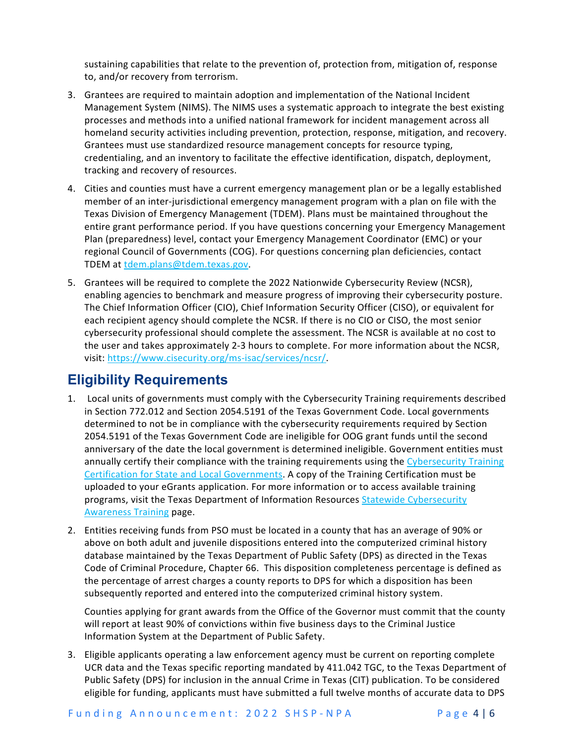sustaining capabilities that relate to the prevention of, protection from, mitigation of, response to, and/or recovery from terrorism.

3. Grantees are required to maintain adoption and implementation of the National Incident Management System (NIMS). The NIMS uses a systematic approach to integrate the best existing processes and methods into a unified national framework for incident management across all homeland security activities including prevention, protection, response, mitigation, and recovery. Grantees must use standardized resource management concepts for resource typing, credentialing, and an inventory to facilitate the effective identification, dispatch, deployment, tracking and recovery of resources.
4. Cities and counties must have a current emergency management plan or be a legally established member of an inter-jurisdictional emergency management program with a plan on file with the Texas Division of Emergency Management (TDEM). Plans must be maintained throughout the entire grant performance period. If you have questions concerning your Emergency Management Plan (preparedness) level, contact your Emergency Management Coordinator (EMC) or your regional Council of Governments (COG). For questions concerning plan deficiencies, contact TDEM at tdem.plans@tdem.texas.gov.
5. Grantees will be required to complete the 2022 Nationwide Cybersecurity Review (NCSR), enabling agencies to benchmark and measure progress of improving their cybersecurity posture. The Chief Information Officer (CIO), Chief Information Security Officer (CISO), or equivalent for each recipient agency should complete the NCSR. If there is no CIO or CISO, the most senior cybersecurity professional should complete the assessment. The NCSR is available at no cost to the user and takes approximately 2-3 hours to complete. For more information about the NCSR, visit: https://www.cisecurity.org/ms-isac/services/ncsr/.

## Eligibility Requirements

1. Local units of governments must comply with the Cybersecurity Training requirements described in Section 772.012 and Section 2054.5191 of the Texas Government Code. Local governments determined to not be in compliance with the cybersecurity requirements required by Section 2054.5191 of the Texas Government Code are ineligible for OOG grant funds until the second anniversary of the date the local government is determined ineligible. Government entities must annually certify their compliance with the training requirements using the Cybersecurity Training Certification for State and Local Governments. A copy of the Training Certification must be uploaded to your eGrants application. For more information or to access available training programs, visit the Texas Department of Information Resources Statewide Cybersecurity Awareness Training page.
2. Entities receiving funds from PSO must be located in a county that has an average of 90% or above on both adult and juvenile dispositions entered into the computerized criminal history database maintained by the Texas Department of Public Safety (DPS) as directed in the Texas Code of Criminal Procedure, Chapter 66. This disposition completeness percentage is defined as the percentage of arrest charges a county reports to DPS for which a disposition has been subsequently reported and entered into the computerized criminal history system.

   Counties applying for grant awards from the Office of the Governor must commit that the county will report at least 90% of convictions within five business days to the Criminal Justice Information System at the Department of Public Safety.
3. Eligible applicants operating a law enforcement agency must be current on reporting complete UCR data and the Texas specific reporting mandated by 411.042 TGC, to the Texas Department of Public Safety (DPS) for inclusion in the annual Crime in Texas (CIT) publication. To be considered eligible for funding, applicants must have submitted a full twelve months of accurate data to DPS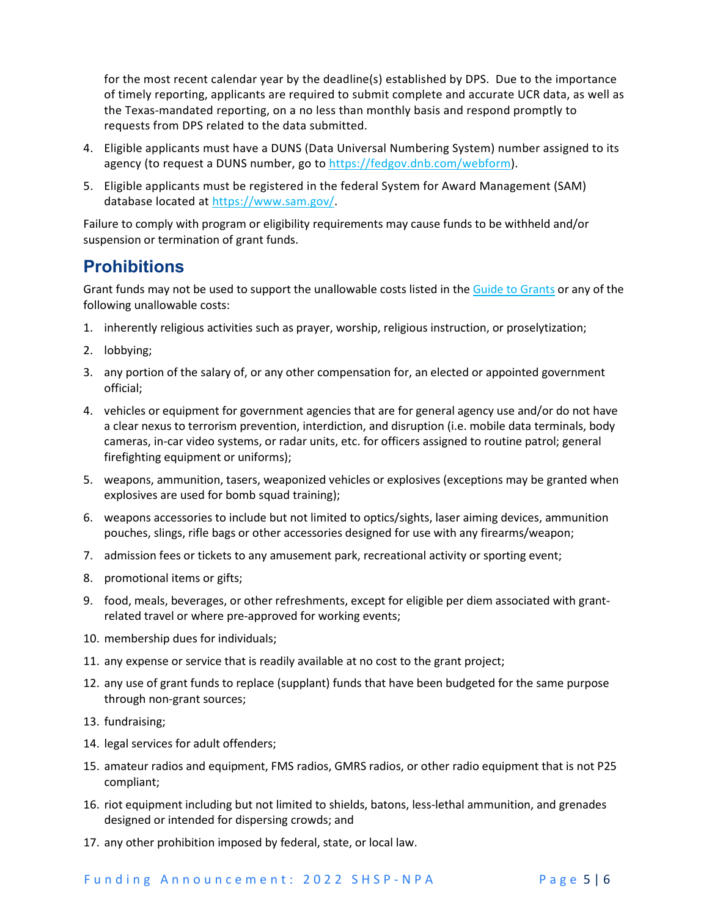for the most recent calendar year by the deadline(s) established by DPS. Due to the importance of timely reporting, applicants are required to submit complete and accurate UCR data, as well as the Texas-mandated reporting, on a no less than monthly basis and respond promptly to requests from DPS related to the data submitted.

4. Eligible applicants must have a DUNS (Data Universal Numbering System) number assigned to its agency (to request a DUNS number, go to [https://fedgov.dnb.com/webform](https://fedgov.dnb.com/webform)).
5. Eligible applicants must be registered in the federal System for Award Management (SAM) database located at [https://www.sam.gov/](https://www.sam.gov/).

Failure to comply with program or eligibility requirements may cause funds to be withheld and/or suspension or termination of grant funds.

## Prohibitions

Grant funds may not be used to support the unallowable costs listed in the Guide to Grants or any of the following unallowable costs:

1. inherently religious activities such as prayer, worship, religious instruction, or proselytization;
2. lobbying;
3. any portion of the salary of, or any other compensation for, an elected or appointed government official;
4. vehicles or equipment for government agencies that are for general agency use and/or do not have a clear nexus to terrorism prevention, interdiction, and disruption (i.e. mobile data terminals, body cameras, in-car video systems, or radar units, etc. for officers assigned to routine patrol; general firefighting equipment or uniforms);
5. weapons, ammunition, tasers, weaponized vehicles or explosives (exceptions may be granted when explosives are used for bomb squad training);
6. weapons accessories to include but not limited to optics/sights, laser aiming devices, ammunition pouches, slings, rifle bags or other accessories designed for use with any firearms/weapon;
7. admission fees or tickets to any amusement park, recreational activity or sporting event;
8. promotional items or gifts;
9. food, meals, beverages, or other refreshments, except for eligible per diem associated with grant-related travel or where pre-approved for working events;
10. membership dues for individuals;
11. any expense or service that is readily available at no cost to the grant project;
12. any use of grant funds to replace (supplant) funds that have been budgeted for the same purpose through non-grant sources;
13. fundraising;
14. legal services for adult offenders;
15. amateur radios and equipment, FMS radios, GMRS radios, or other radio equipment that is not P25 compliant;
16. riot equipment including but not limited to shields, batons, less-lethal ammunition, and grenades designed or intended for dispersing crowds; and
17. any other prohibition imposed by federal, state, or local law.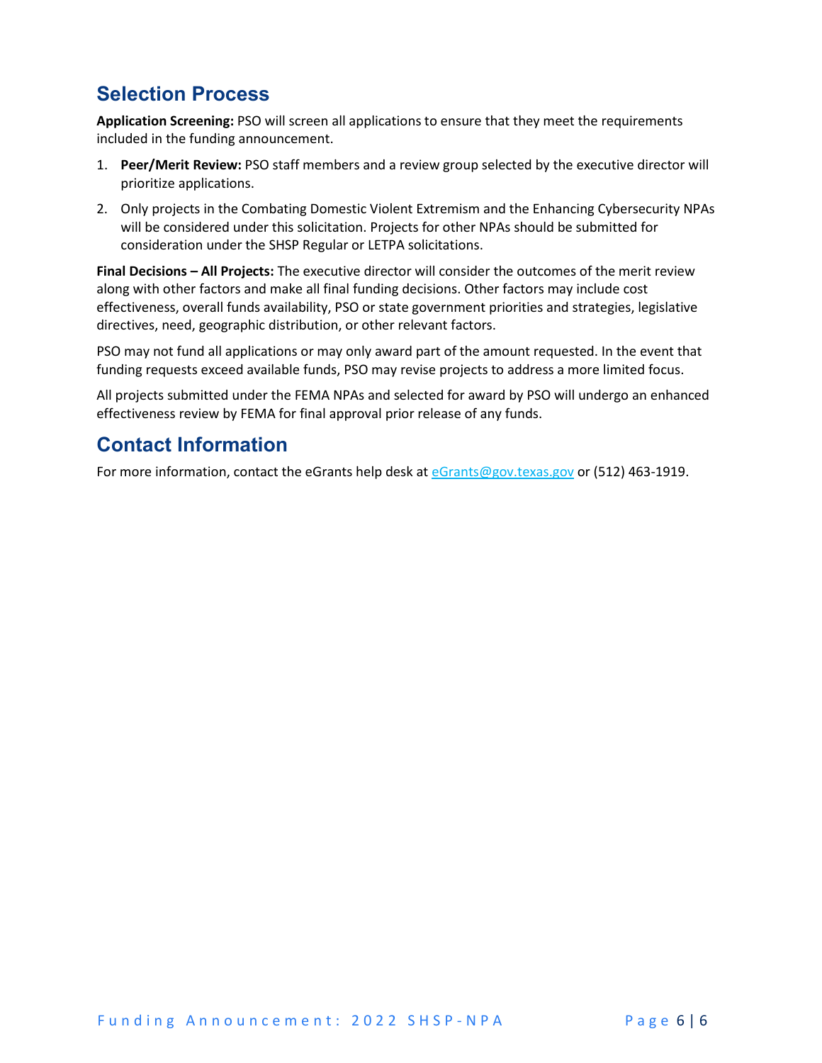## Selection Process

**Application Screening:** PSO will screen all applications to ensure that they meet the requirements included in the funding announcement.

1. **Peer/Merit Review:** PSO staff members and a review group selected by the executive director will prioritize applications.
2. Only projects in the Combating Domestic Violent Extremism and the Enhancing Cybersecurity NPAs will be considered under this solicitation. Projects for other NPAs should be submitted for consideration under the SHSP Regular or LETPA solicitations.

**Final Decisions – All Projects:** The executive director will consider the outcomes of the merit review along with other factors and make all final funding decisions. Other factors may include cost effectiveness, overall funds availability, PSO or state government priorities and strategies, legislative directives, need, geographic distribution, or other relevant factors.

PSO may not fund all applications or may only award part of the amount requested. In the event that funding requests exceed available funds, PSO may revise projects to address a more limited focus.

All projects submitted under the FEMA NPAs and selected for award by PSO will undergo an enhanced effectiveness review by FEMA for final approval prior release of any funds.

## Contact Information

For more information, contact the eGrants help desk at [eGrants@gov.texas.gov](mailto:eGrants@gov.texas.gov) or (512) 463-1919.